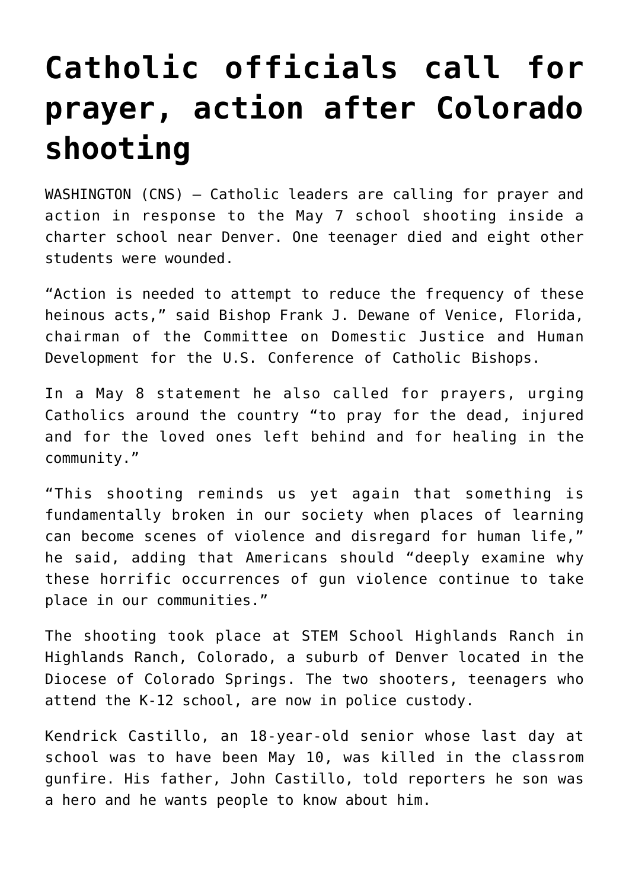# Catholic officials call for prayer, action after Colorado shooting

WASHINGTON (CNS) — Catholic leaders are calling for prayer and action in response to the May 7 school shooting inside a charter school near Denver. One teenager died and eight other students were wounded.

"Action is needed to attempt to reduce the frequency of these heinous acts," said Bishop Frank J. Dewane of Venice, Florida, chairman of the Committee on Domestic Justice and Human Development for the U.S. Conference of Catholic Bishops.

In a May 8 statement he also called for prayers, urging Catholics around the country "to pray for the dead, injured and for the loved ones left behind and for healing in the community."

"This shooting reminds us yet again that something is fundamentally broken in our society when places of learning can become scenes of violence and disregard for human life," he said, adding that Americans should "deeply examine why these horrific occurrences of gun violence continue to take place in our communities."

The shooting took place at STEM School Highlands Ranch in Highlands Ranch, Colorado, a suburb of Denver located in the Diocese of Colorado Springs. The two shooters, teenagers who attend the K-12 school, are now in police custody.

Kendrick Castillo, an 18-year-old senior whose last day at school was to have been May 10, was killed in the classrom gunfire. His father, John Castillo, told reporters he son was a hero and he wants people to know about him.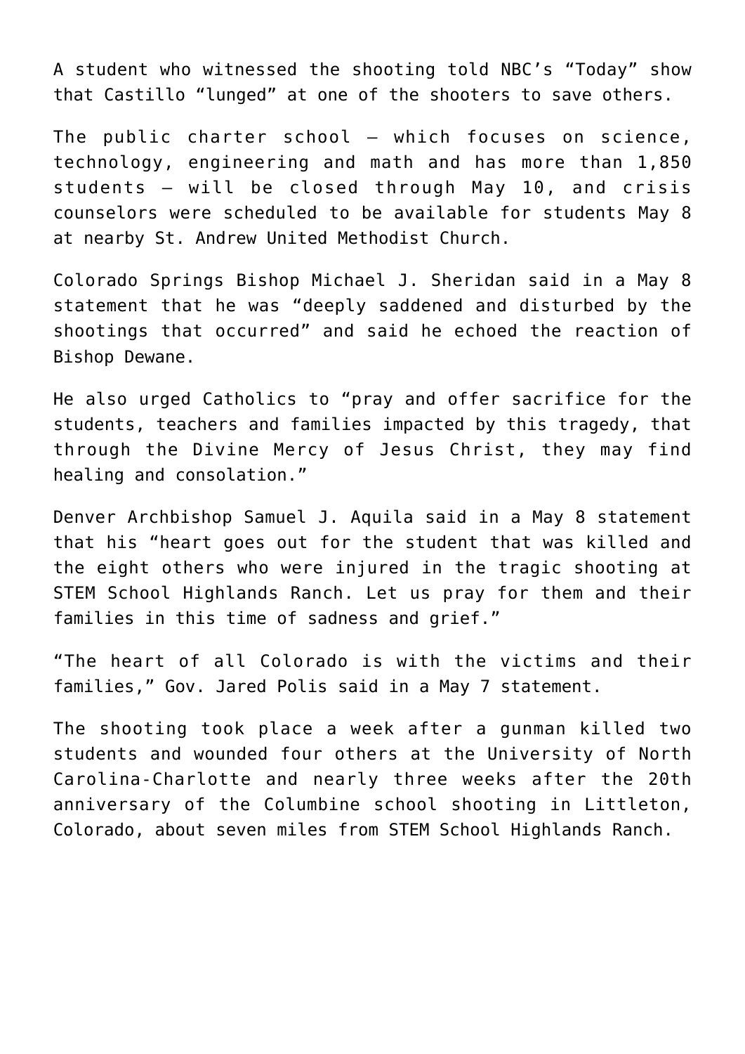A student who witnessed the shooting told NBC's "Today" show that Castillo "lunged" at one of the shooters to save others.

The public charter school – which focuses on science, technology, engineering and math and has more than 1,850 students – will be closed through May 10, and crisis counselors were scheduled to be available for students May 8 at nearby St. Andrew United Methodist Church.

Colorado Springs Bishop Michael J. Sheridan said in a May 8 statement that he was "deeply saddened and disturbed by the shootings that occurred" and said he echoed the reaction of Bishop Dewane.

He also urged Catholics to "pray and offer sacrifice for the students, teachers and families impacted by this tragedy, that through the Divine Mercy of Jesus Christ, they may find healing and consolation."

Denver Archbishop Samuel J. Aquila said in a May 8 statement that his "heart goes out for the student that was killed and the eight others who were injured in the tragic shooting at STEM School Highlands Ranch. Let us pray for them and their families in this time of sadness and grief."

"The heart of all Colorado is with the victims and their families," Gov. Jared Polis said in a May 7 statement.

The shooting took place a week after a gunman killed two students and wounded four others at the University of North Carolina-Charlotte and nearly three weeks after the 20th anniversary of the Columbine school shooting in Littleton, Colorado, about seven miles from STEM School Highlands Ranch.